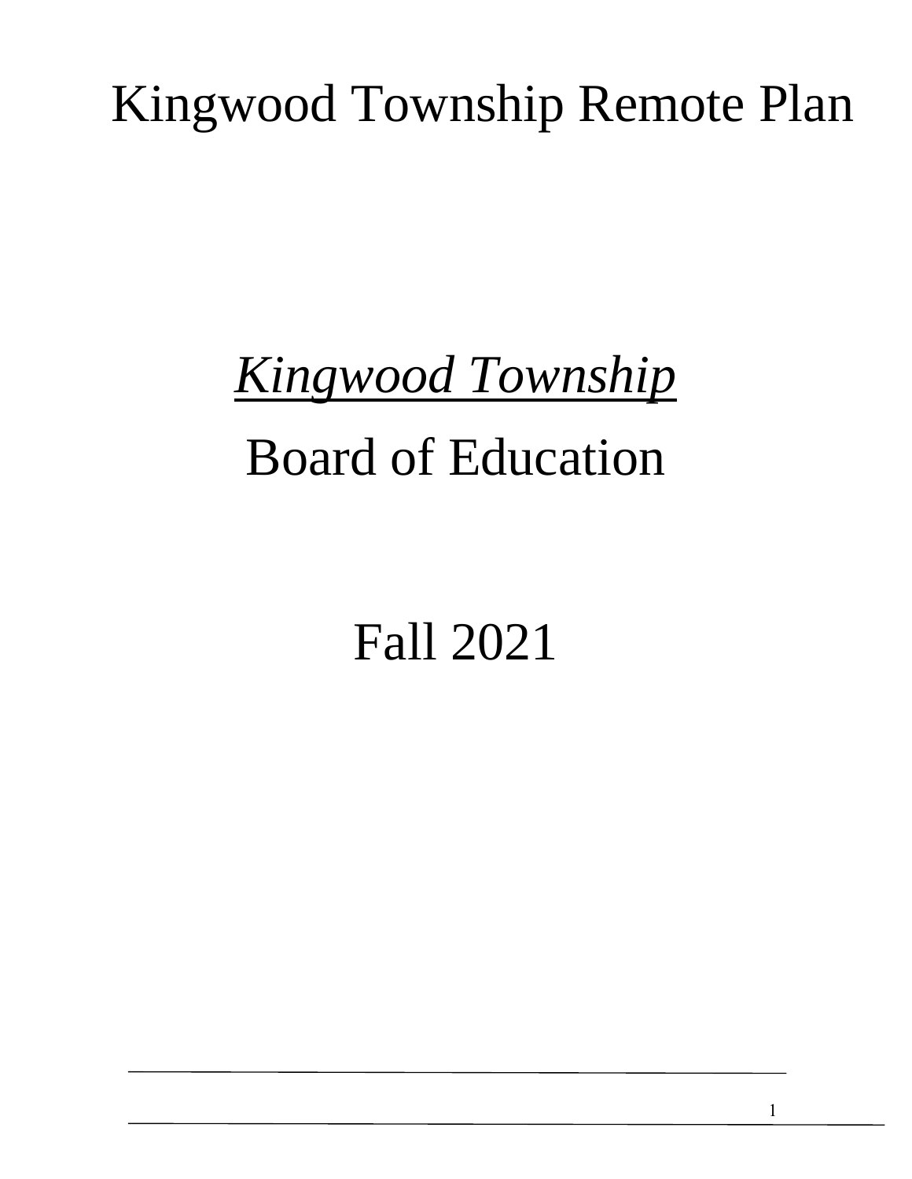# Kingwood Township Remote Plan

*Kingwood Township*

Board of Education

Fall 2021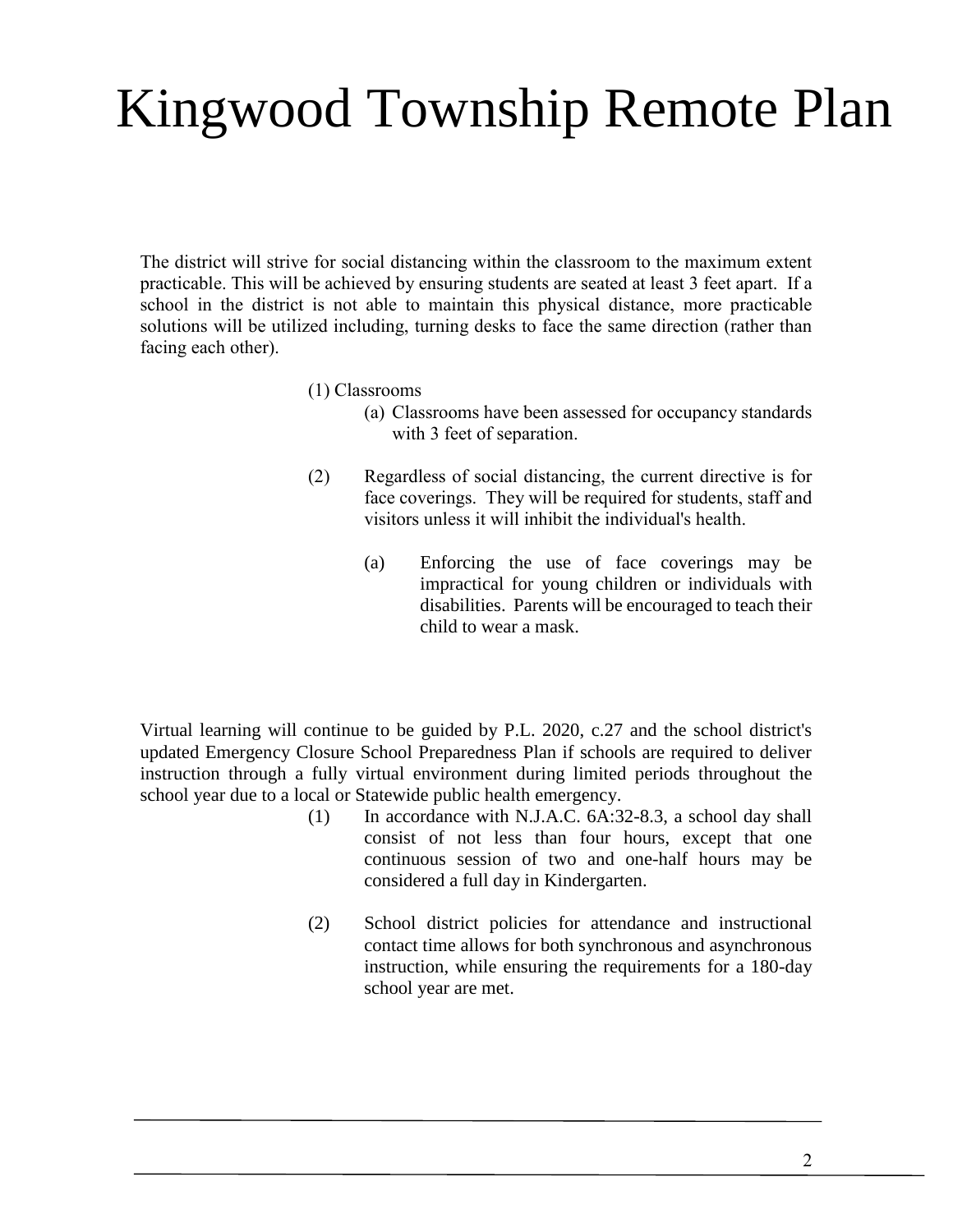# Kingwood Township Remote Plan

The district will strive for social distancing within the classroom to the maximum extent practicable. This will be achieved by ensuring students are seated at least 3 feet apart. If a school in the district is not able to maintain this physical distance, more practicable solutions will be utilized including, turning desks to face the same direction (rather than facing each other).

(1) Classrooms

(a) Classrooms have been assessed for occupancy standards with 3 feet of separation.

(2) Regardless of social distancing, the current directive is for face coverings. They will be required for students, staff and visitors unless it will inhibit the individual's health.

(a) Enforcing the use of face coverings may be impractical for young children or individuals with disabilities. Parents will be encouraged to teach their child to wear a mask.

Virtual learning will continue to be guided by P.L. 2020, c.27 and the school district's updated Emergency Closure School Preparedness Plan if schools are required to deliver instruction through a fully virtual environment during limited periods throughout the school year due to a local or Statewide public health emergency.

(1) In accordance with N.J.A.C. 6A:32-8.3, a school day shall consist of not less than four hours, except that one continuous session of two and one-half hours may be considered a full day in Kindergarten.

(2) School district policies for attendance and instructional contact time allows for both synchronous and asynchronous instruction, while ensuring the requirements for a 180-day school year are met.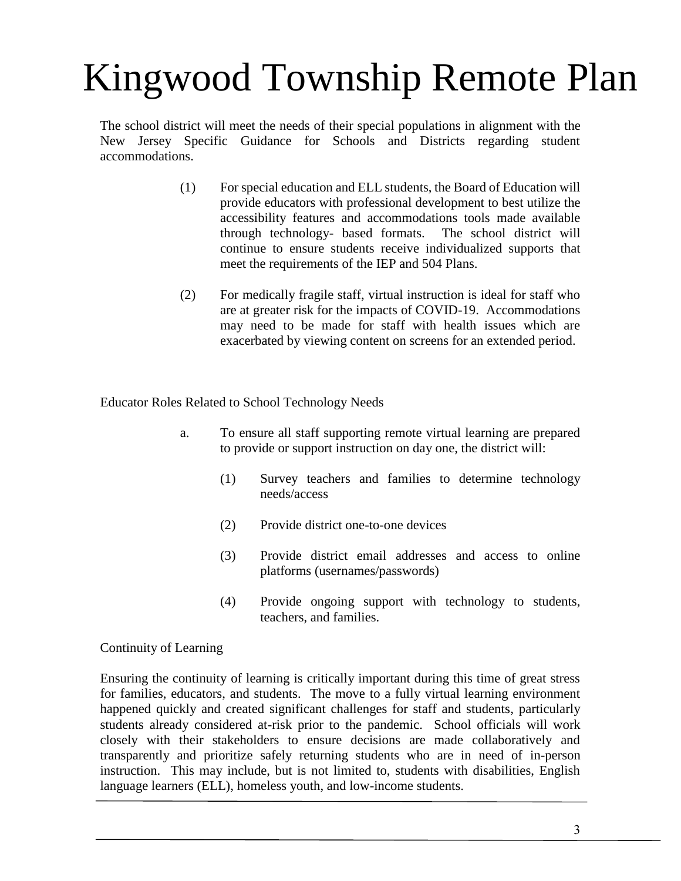# Kingwood Township Remote Plan

The school district will meet the needs of their special populations in alignment with the New Jersey Specific Guidance for Schools and Districts regarding student accommodations.

(1) For special education and ELL students, the Board of Education will provide educators with professional development to best utilize the accessibility features and accommodations tools made available through technology- based formats. The school district will continue to ensure students receive individualized supports that meet the requirements of the IEP and 504 Plans.

(2) For medically fragile staff, virtual instruction is ideal for staff who are at greater risk for the impacts of COVID-19. Accommodations may need to be made for staff with health issues which are exacerbated by viewing content on screens for an extended period.

Educator Roles Related to School Technology Needs

a. To ensure all staff supporting remote virtual learning are prepared to provide or support instruction on day one, the district will:

(1) Survey teachers and families to determine technology needs/access

(2) Provide district one-to-one devices

(3) Provide district email addresses and access to online platforms (usernames/passwords)

(4) Provide ongoing support with technology to students, teachers, and families.

Continuity of Learning

Ensuring the continuity of learning is critically important during this time of great stress for families, educators, and students. The move to a fully virtual learning environment happened quickly and created significant challenges for staff and students, particularly students already considered at-risk prior to the pandemic. School officials will work closely with their stakeholders to ensure decisions are made collaboratively and transparently and prioritize safely returning students who are in need of in-person instruction. This may include, but is not limited to, students with disabilities, English language learners (ELL), homeless youth, and low-income students.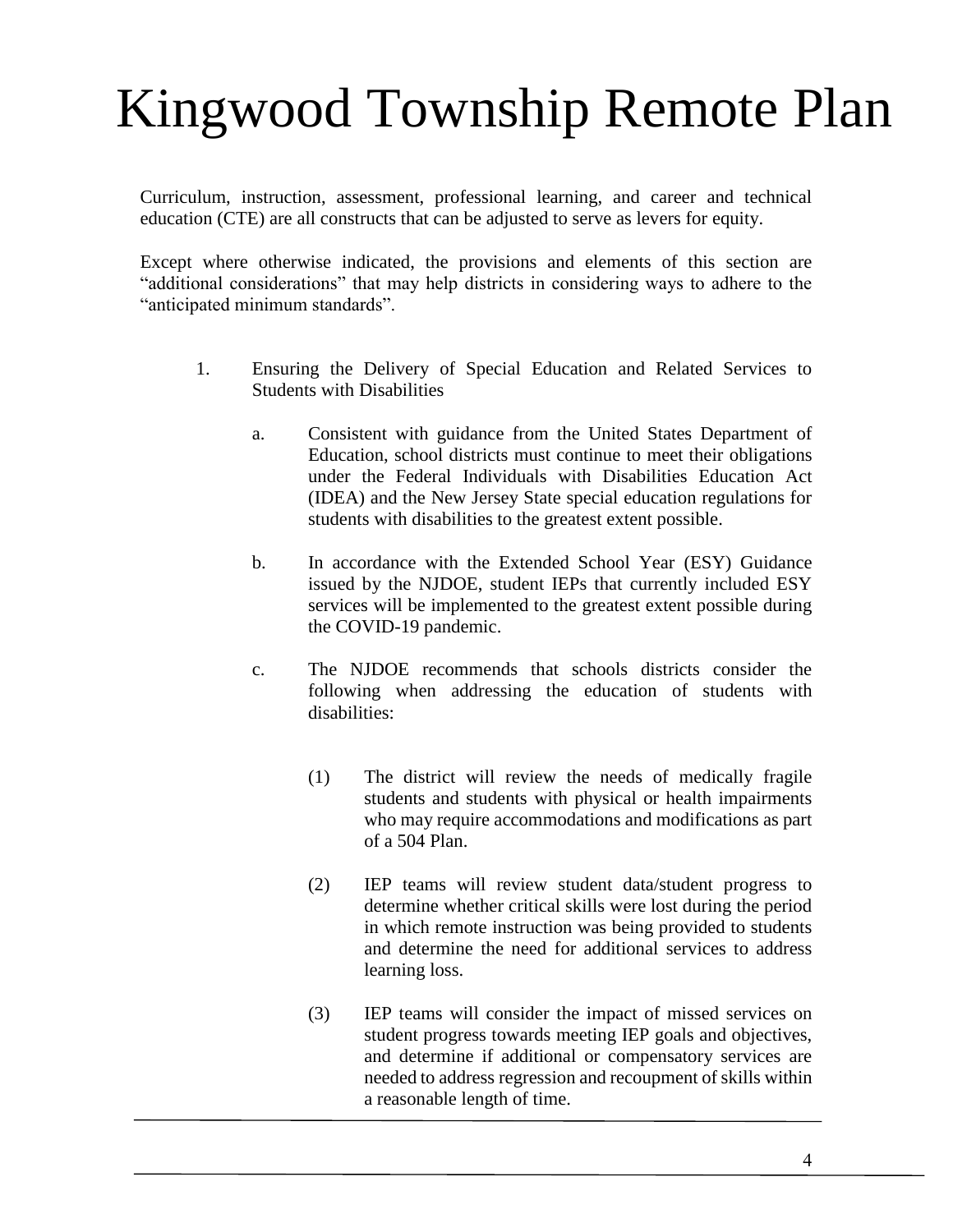# Kingwood Township Remote Plan

Curriculum, instruction, assessment, professional learning, and career and technical education (CTE) are all constructs that can be adjusted to serve as levers for equity.

Except where otherwise indicated, the provisions and elements of this section are "additional considerations" that may help districts in considering ways to adhere to the "anticipated minimum standards".

1. Ensuring the Delivery of Special Education and Related Services to Students with Disabilities

   a. Consistent with guidance from the United States Department of Education, school districts must continue to meet their obligations under the Federal Individuals with Disabilities Education Act (IDEA) and the New Jersey State special education regulations for students with disabilities to the greatest extent possible.

   b. In accordance with the Extended School Year (ESY) Guidance issued by the NJDOE, student IEPs that currently included ESY services will be implemented to the greatest extent possible during the COVID-19 pandemic.

   c. The NJDOE recommends that schools districts consider the following when addressing the education of students with disabilities:

      (1) The district will review the needs of medically fragile students and students with physical or health impairments who may require accommodations and modifications as part of a 504 Plan.

      (2) IEP teams will review student data/student progress to determine whether critical skills were lost during the period in which remote instruction was being provided to students and determine the need for additional services to address learning loss.

      (3) IEP teams will consider the impact of missed services on student progress towards meeting IEP goals and objectives, and determine if additional or compensatory services are needed to address regression and recoupment of skills within a reasonable length of time.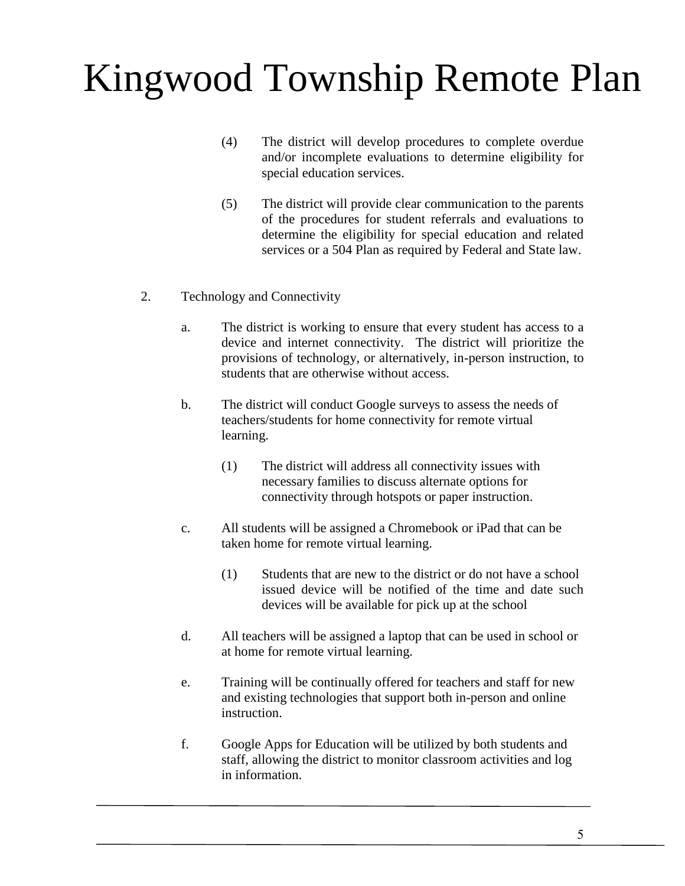# Kingwood Township Remote Plan

(4) The district will develop procedures to complete overdue and/or incomplete evaluations to determine eligibility for special education services.

(5) The district will provide clear communication to the parents of the procedures for student referrals and evaluations to determine the eligibility for special education and related services or a 504 Plan as required by Federal and State law.

2. Technology and Connectivity

   a. The district is working to ensure that every student has access to a device and internet connectivity. The district will prioritize the provisions of technology, or alternatively, in-person instruction, to students that are otherwise without access.

   b. The district will conduct Google surveys to assess the needs of teachers/students for home connectivity for remote virtual learning.

      (1) The district will address all connectivity issues with necessary families to discuss alternate options for connectivity through hotspots or paper instruction.

   c. All students will be assigned a Chromebook or iPad that can be taken home for remote virtual learning.

      (1) Students that are new to the district or do not have a school issued device will be notified of the time and date such devices will be available for pick up at the school

   d. All teachers will be assigned a laptop that can be used in school or at home for remote virtual learning.

   e. Training will be continually offered for teachers and staff for new and existing technologies that support both in-person and online instruction.

   f. Google Apps for Education will be utilized by both students and staff, allowing the district to monitor classroom activities and log in information.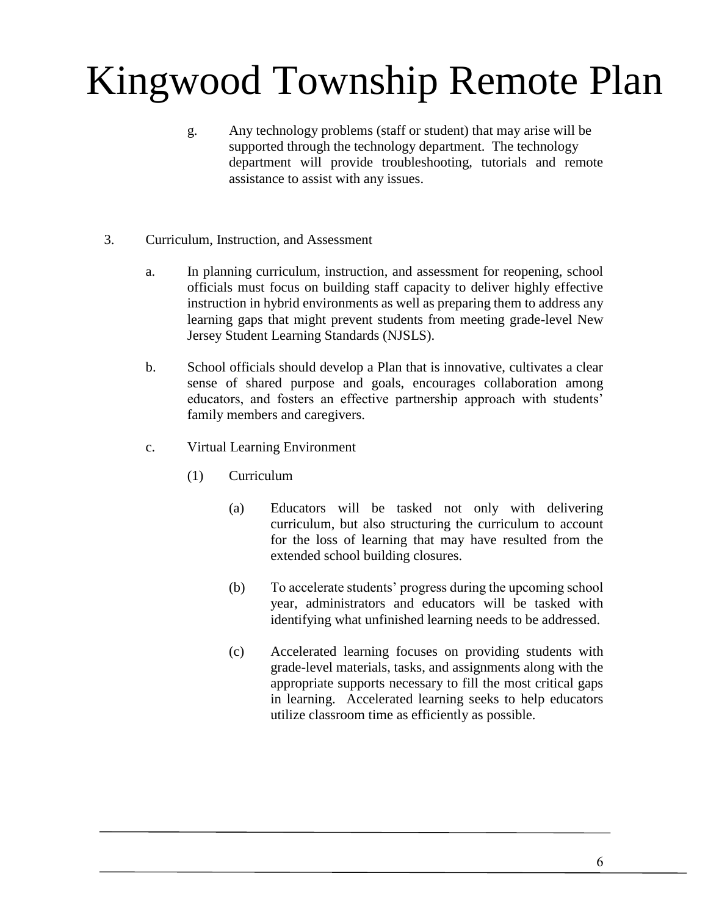g. Any technology problems (staff or student) that may arise will be supported through the technology department. The technology department will provide troubleshooting, tutorials and remote assistance to assist with any issues.

3. Curriculum, Instruction, and Assessment

   a. In planning curriculum, instruction, and assessment for reopening, school officials must focus on building staff capacity to deliver highly effective instruction in hybrid environments as well as preparing them to address any learning gaps that might prevent students from meeting grade-level New Jersey Student Learning Standards (NJSLS).

   b. School officials should develop a Plan that is innovative, cultivates a clear sense of shared purpose and goals, encourages collaboration among educators, and fosters an effective partnership approach with students' family members and caregivers.

   c. Virtual Learning Environment

      (1) Curriculum

         (a) Educators will be tasked not only with delivering curriculum, but also structuring the curriculum to account for the loss of learning that may have resulted from the extended school building closures.

         (b) To accelerate students' progress during the upcoming school year, administrators and educators will be tasked with identifying what unfinished learning needs to be addressed.

         (c) Accelerated learning focuses on providing students with grade-level materials, tasks, and assignments along with the appropriate supports necessary to fill the most critical gaps in learning. Accelerated learning seeks to help educators utilize classroom time as efficiently as possible.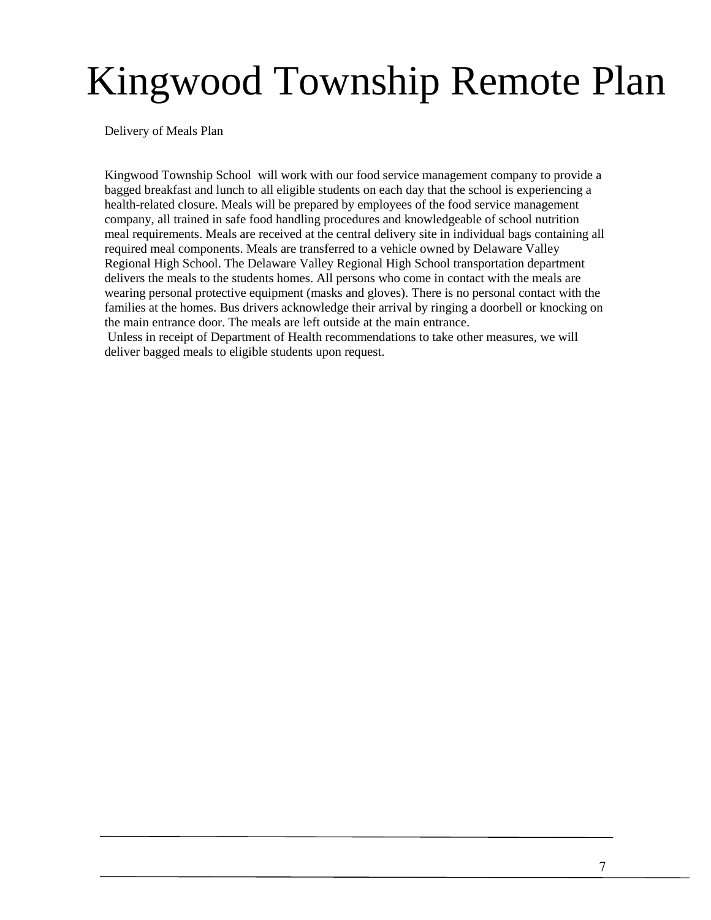# Kingwood Township Remote Plan

Delivery of Meals Plan

Kingwood Township School will work with our food service management company to provide a bagged breakfast and lunch to all eligible students on each day that the school is experiencing a health-related closure. Meals will be prepared by employees of the food service management company, all trained in safe food handling procedures and knowledgeable of school nutrition meal requirements. Meals are received at the central delivery site in individual bags containing all required meal components. Meals are transferred to a vehicle owned by Delaware Valley Regional High School. The Delaware Valley Regional High School transportation department delivers the meals to the students homes. All persons who come in contact with the meals are wearing personal protective equipment (masks and gloves). There is no personal contact with the families at the homes. Bus drivers acknowledge their arrival by ringing a doorbell or knocking on the main entrance door. The meals are left outside at the main entrance.

Unless in receipt of Department of Health recommendations to take other measures, we will deliver bagged meals to eligible students upon request.